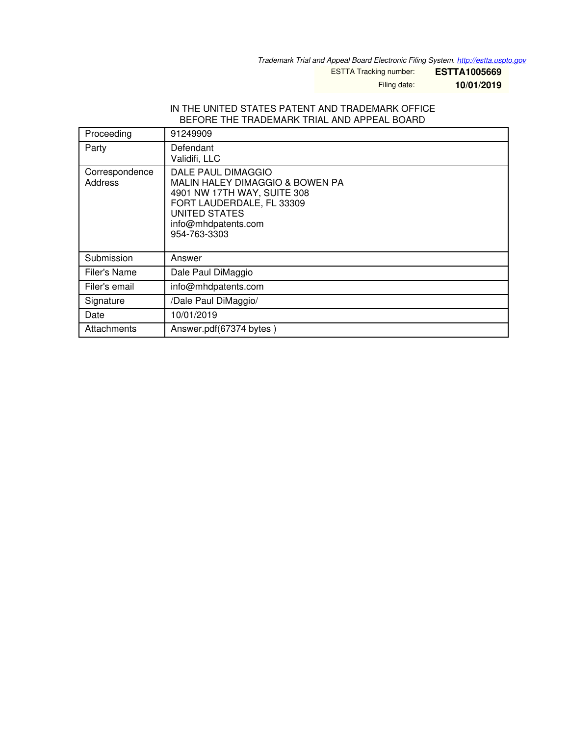*Trademark Trial and Appeal Board Electronic Filing System. http://estta.uspto.gov*

ESTTA Tracking number: **ESTTA1005669**

Filing date: **10/01/2019**

IN THE UNITED STATES PATENT AND TRADEMARK OFFICE
BEFORE THE TRADEMARK TRIAL AND APPEAL BOARD

| | |
|---|---|
| Proceeding | 91249909 |
| Party | Defendant<br>Validifi, LLC |
| Correspondence Address | DALE PAUL DIMAGGIO<br>MALIN HALEY DIMAGGIO & BOWEN PA<br>4901 NW 17TH WAY, SUITE 308<br>FORT LAUDERDALE, FL 33309<br>UNITED STATES<br>info@mhdpatents.com<br>954-763-3303 |
| Submission | Answer |
| Filer's Name | Dale Paul DiMaggio |
| Filer's email | info@mhdpatents.com |
| Signature | /Dale Paul DiMaggio/ |
| Date | 10/01/2019 |
| Attachments | Answer.pdf(67374 bytes ) |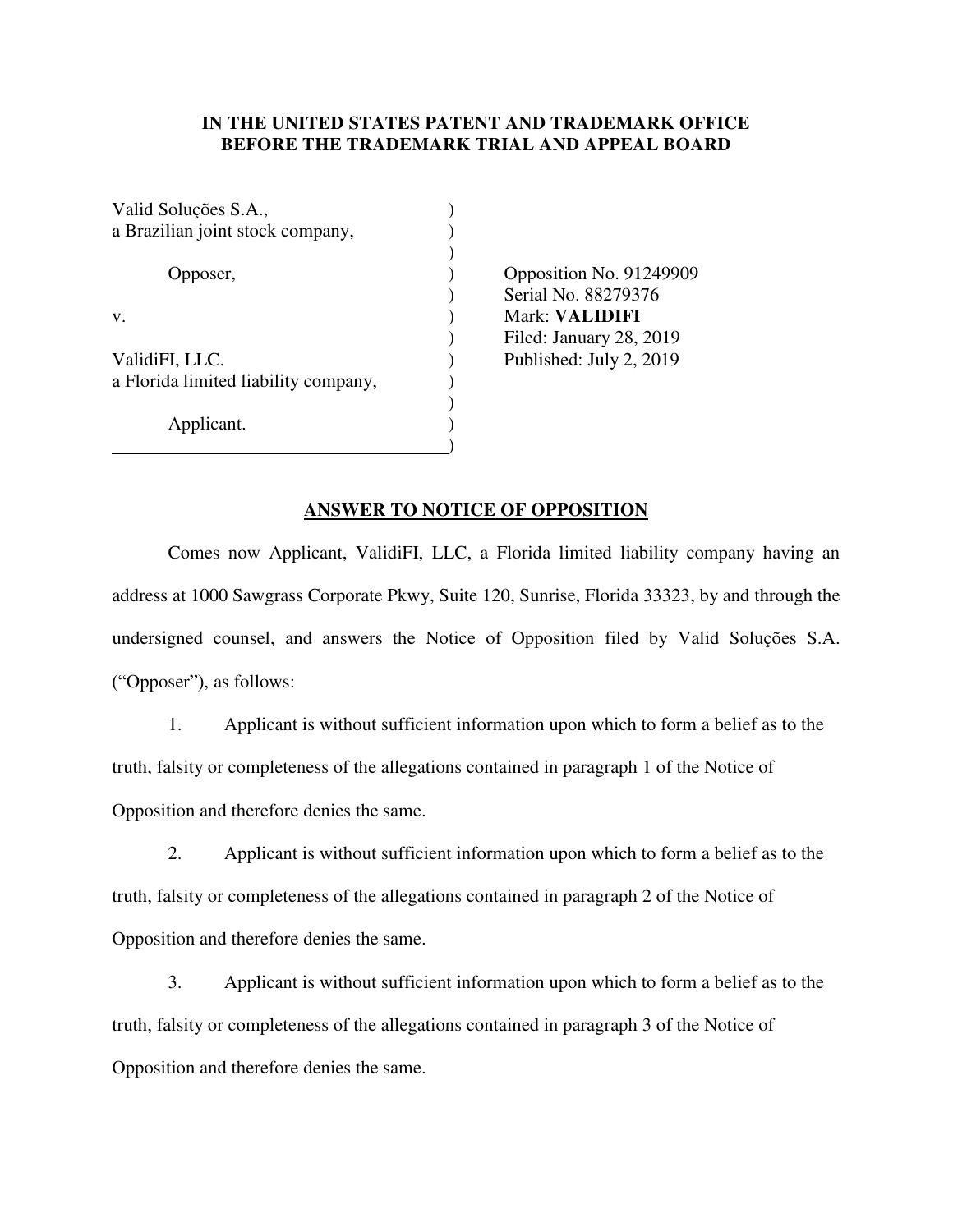**IN THE UNITED STATES PATENT AND TRADEMARK OFFICE**
**BEFORE THE TRADEMARK TRIAL AND APPEAL BOARD**

| | |
|---|---|
| Valid Soluções S.A., a Brazilian joint stock company, | |
| Opposer, | Opposition No. 91249909 |
| | Serial No. 88279376 |
| v. | Mark: **VALIDIFI** |
| | Filed: January 28, 2019 |
| ValidiFI, LLC. a Florida limited liability company, | Published: July 2, 2019 |
| Applicant. | |

## ANSWER TO NOTICE OF OPPOSITION

Comes now Applicant, ValidiFI, LLC, a Florida limited liability company having an address at 1000 Sawgrass Corporate Pkwy, Suite 120, Sunrise, Florida 33323, by and through the undersigned counsel, and answers the Notice of Opposition filed by Valid Soluções S.A. ("Opposer"), as follows:

1. Applicant is without sufficient information upon which to form a belief as to the truth, falsity or completeness of the allegations contained in paragraph 1 of the Notice of Opposition and therefore denies the same.

2. Applicant is without sufficient information upon which to form a belief as to the truth, falsity or completeness of the allegations contained in paragraph 2 of the Notice of Opposition and therefore denies the same.

3. Applicant is without sufficient information upon which to form a belief as to the truth, falsity or completeness of the allegations contained in paragraph 3 of the Notice of Opposition and therefore denies the same.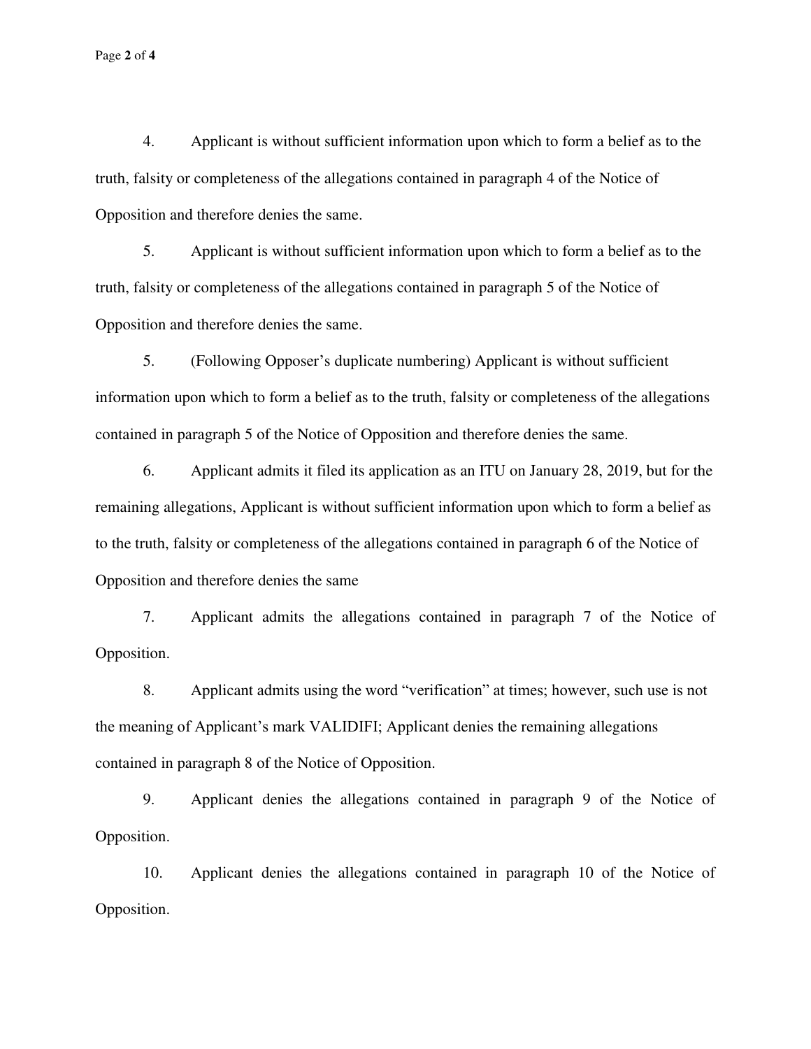4. Applicant is without sufficient information upon which to form a belief as to the truth, falsity or completeness of the allegations contained in paragraph 4 of the Notice of Opposition and therefore denies the same.

5. Applicant is without sufficient information upon which to form a belief as to the truth, falsity or completeness of the allegations contained in paragraph 5 of the Notice of Opposition and therefore denies the same.

5. (Following Opposer's duplicate numbering) Applicant is without sufficient information upon which to form a belief as to the truth, falsity or completeness of the allegations contained in paragraph 5 of the Notice of Opposition and therefore denies the same.

6. Applicant admits it filed its application as an ITU on January 28, 2019, but for the remaining allegations, Applicant is without sufficient information upon which to form a belief as to the truth, falsity or completeness of the allegations contained in paragraph 6 of the Notice of Opposition and therefore denies the same

7. Applicant admits the allegations contained in paragraph 7 of the Notice of Opposition.

8. Applicant admits using the word "verification" at times; however, such use is not the meaning of Applicant's mark VALIDIFI; Applicant denies the remaining allegations contained in paragraph 8 of the Notice of Opposition.

9. Applicant denies the allegations contained in paragraph 9 of the Notice of Opposition.

10. Applicant denies the allegations contained in paragraph 10 of the Notice of Opposition.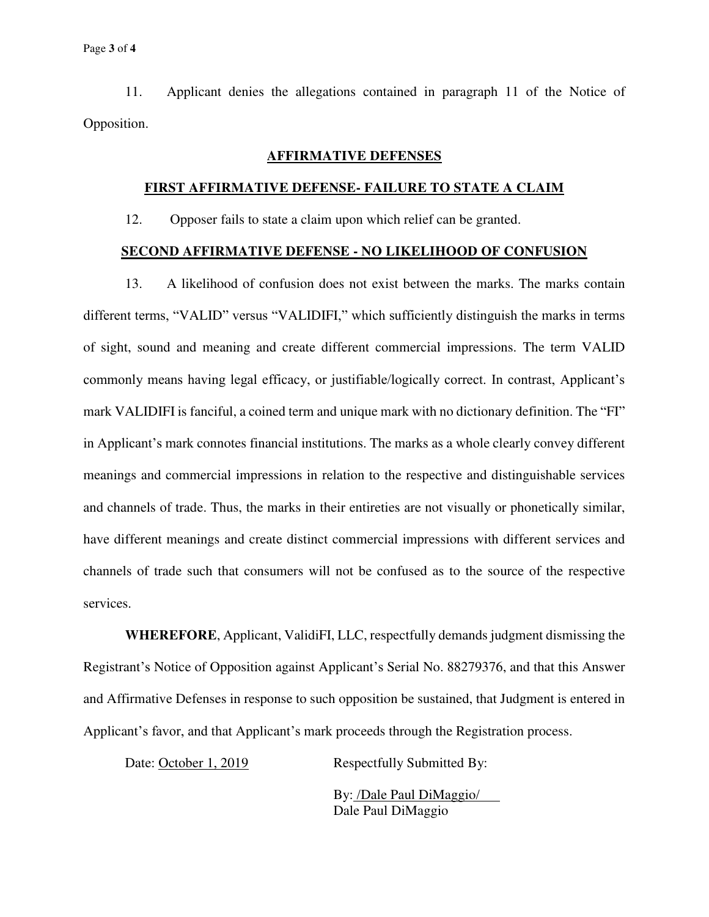11. Applicant denies the allegations contained in paragraph 11 of the Notice of Opposition.

## AFFIRMATIVE DEFENSES

### FIRST AFFIRMATIVE DEFENSE- FAILURE TO STATE A CLAIM

12. Opposer fails to state a claim upon which relief can be granted.

### SECOND AFFIRMATIVE DEFENSE - NO LIKELIHOOD OF CONFUSION

13. A likelihood of confusion does not exist between the marks. The marks contain different terms, "VALID" versus "VALIDIFI," which sufficiently distinguish the marks in terms of sight, sound and meaning and create different commercial impressions. The term VALID commonly means having legal efficacy, or justifiable/logically correct. In contrast, Applicant's mark VALIDIFI is fanciful, a coined term and unique mark with no dictionary definition. The "FI" in Applicant's mark connotes financial institutions. The marks as a whole clearly convey different meanings and commercial impressions in relation to the respective and distinguishable services and channels of trade. Thus, the marks in their entireties are not visually or phonetically similar, have different meanings and create distinct commercial impressions with different services and channels of trade such that consumers will not be confused as to the source of the respective services.

**WHEREFORE**, Applicant, ValidiFI, LLC, respectfully demands judgment dismissing the Registrant's Notice of Opposition against Applicant's Serial No. 88279376, and that this Answer and Affirmative Defenses in response to such opposition be sustained, that Judgment is entered in Applicant's favor, and that Applicant's mark proceeds through the Registration process.

Date: October 1, 2019

Respectfully Submitted By:

By: /Dale Paul DiMaggio/
Dale Paul DiMaggio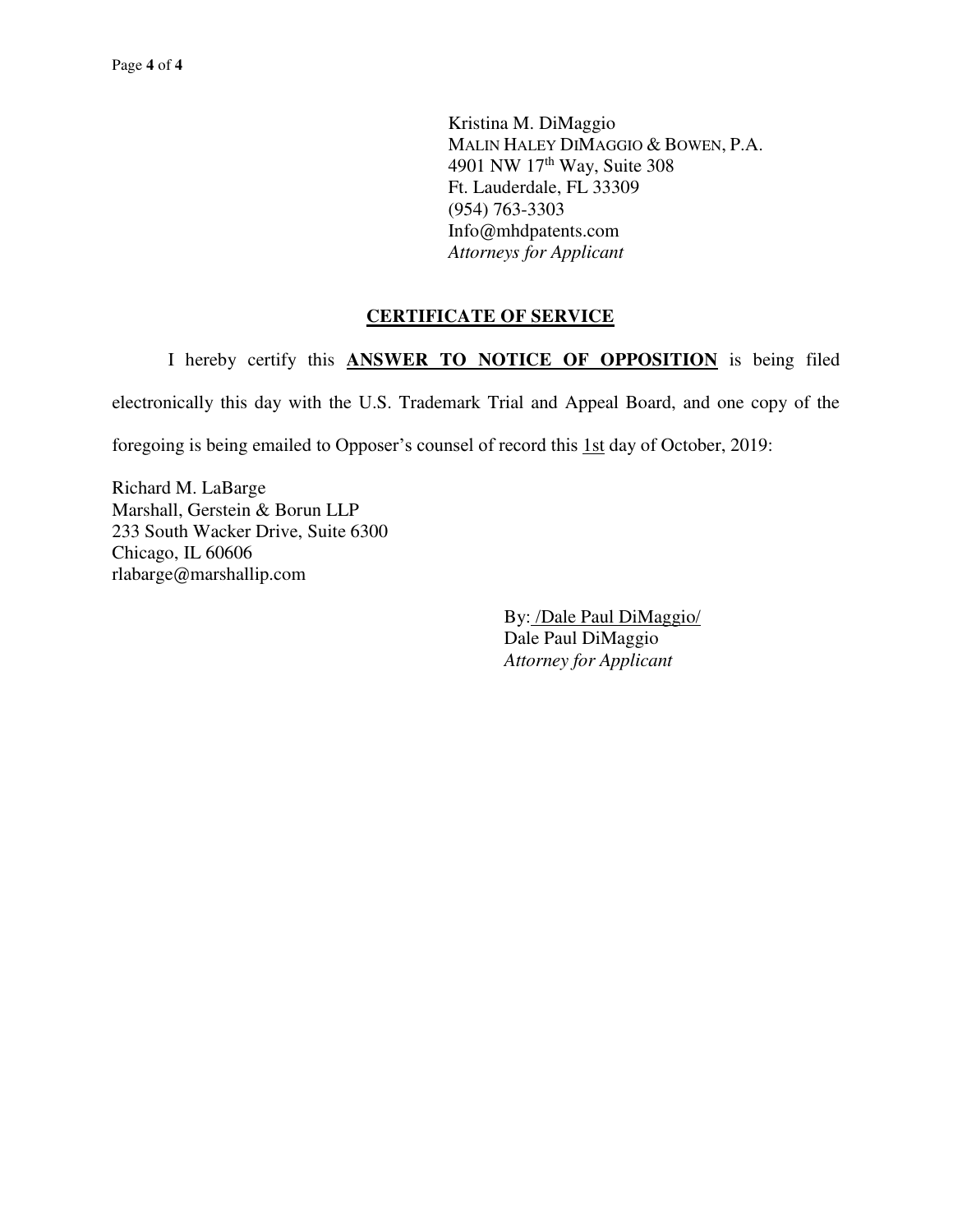Kristina M. DiMaggio
MALIN HALEY DIMAGGIO & BOWEN, P.A.
4901 NW 17th Way, Suite 308
Ft. Lauderdale, FL 33309
(954) 763-3303
Info@mhdpatents.com
*Attorneys for Applicant*

## CERTIFICATE OF SERVICE

I hereby certify this **ANSWER TO NOTICE OF OPPOSITION** is being filed electronically this day with the U.S. Trademark Trial and Appeal Board, and one copy of the foregoing is being emailed to Opposer's counsel of record this 1st day of October, 2019:

Richard M. LaBarge
Marshall, Gerstein & Borun LLP
233 South Wacker Drive, Suite 6300
Chicago, IL 60606
rlabarge@marshallip.com

By: /Dale Paul DiMaggio/
Dale Paul DiMaggio
*Attorney for Applicant*